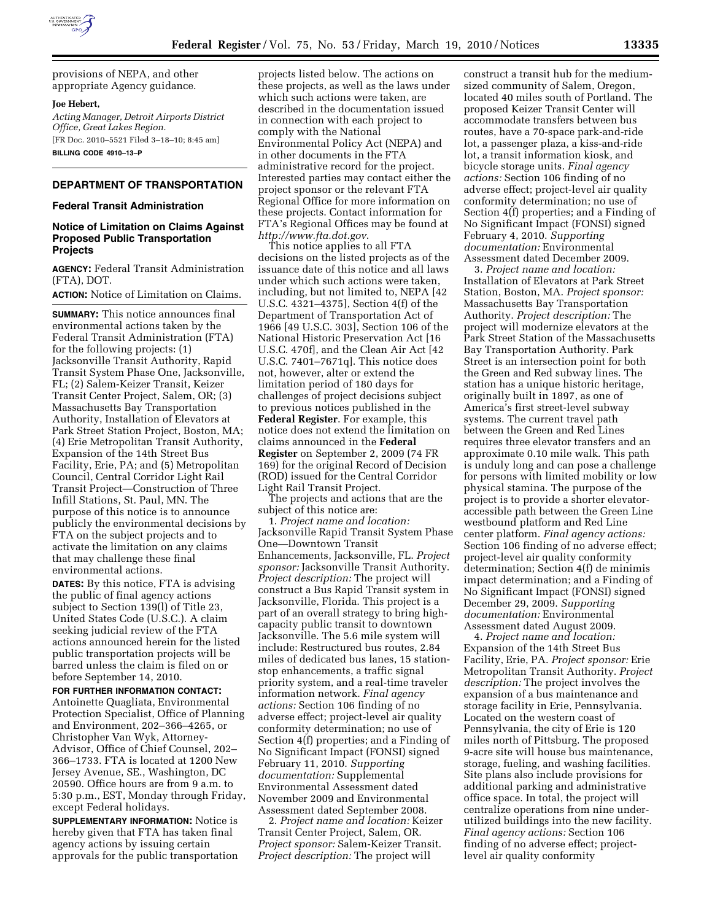provisions of NEPA, and other appropriate Agency guidance.

**Joe Hebert,**

*Acting Manager, Detroit Airports District Office, Great Lakes Region.*

[FR Doc. 2010–5521 Filed 3–18–10; 8:45 am]

**BILLING CODE 4910–13–P**

## DEPARTMENT OF TRANSPORTATION

### Federal Transit Administration

### Notice of Limitation on Claims Against Proposed Public Transportation Projects

**AGENCY:** Federal Transit Administration (FTA), DOT.

**ACTION:** Notice of Limitation on Claims.

**SUMMARY:** This notice announces final environmental actions taken by the Federal Transit Administration (FTA) for the following projects: (1) Jacksonville Transit Authority, Rapid Transit System Phase One, Jacksonville, FL; (2) Salem-Keizer Transit, Keizer Transit Center Project, Salem, OR; (3) Massachusetts Bay Transportation Authority, Installation of Elevators at Park Street Station Project, Boston, MA; (4) Erie Metropolitan Transit Authority, Expansion of the 14th Street Bus Facility, Erie, PA; and (5) Metropolitan Council, Central Corridor Light Rail Transit Project—Construction of Three Infill Stations, St. Paul, MN. The purpose of this notice is to announce publicly the environmental decisions by FTA on the subject projects and to activate the limitation on any claims that may challenge these final environmental actions.

**DATES:** By this notice, FTA is advising the public of final agency actions subject to Section 139(l) of Title 23, United States Code (U.S.C.). A claim seeking judicial review of the FTA actions announced herein for the listed public transportation projects will be barred unless the claim is filed on or before September 14, 2010.

**FOR FURTHER INFORMATION CONTACT:** Antoinette Quagliata, Environmental Protection Specialist, Office of Planning and Environment, 202–366–4265, or Christopher Van Wyk, Attorney-Advisor, Office of Chief Counsel, 202–366–1733. FTA is located at 1200 New Jersey Avenue, SE., Washington, DC 20590. Office hours are from 9 a.m. to 5:30 p.m., EST, Monday through Friday, except Federal holidays.

**SUPPLEMENTARY INFORMATION:** Notice is hereby given that FTA has taken final agency actions by issuing certain approvals for the public transportation projects listed below. The actions on these projects, as well as the laws under which such actions were taken, are described in the documentation issued in connection with each project to comply with the National Environmental Policy Act (NEPA) and in other documents in the FTA administrative record for the project. Interested parties may contact either the project sponsor or the relevant FTA Regional Office for more information on these projects. Contact information for FTA's Regional Offices may be found at *http://www.fta.dot.gov*.

This notice applies to all FTA decisions on the listed projects as of the issuance date of this notice and all laws under which such actions were taken, including, but not limited to, NEPA [42 U.S.C. 4321–4375], Section 4(f) of the Department of Transportation Act of 1966 [49 U.S.C. 303], Section 106 of the National Historic Preservation Act [16 U.S.C. 470f], and the Clean Air Act [42 U.S.C. 7401–7671q]. This notice does not, however, alter or extend the limitation period of 180 days for challenges of project decisions subject to previous notices published in the **Federal Register**. For example, this notice does not extend the limitation on claims announced in the **Federal Register** on September 2, 2009 (74 FR 169) for the original Record of Decision (ROD) issued for the Central Corridor Light Rail Transit Project.

The projects and actions that are the subject of this notice are:

1. *Project name and location:* Jacksonville Rapid Transit System Phase One—Downtown Transit Enhancements, Jacksonville, FL. *Project sponsor:* Jacksonville Transit Authority. *Project description:* The project will construct a Bus Rapid Transit system in Jacksonville, Florida. This project is a part of an overall strategy to bring high-capacity public transit to downtown Jacksonville. The 5.6 mile system will include: Restructured bus routes, 2.84 miles of dedicated bus lanes, 15 station-stop enhancements, a traffic signal priority system, and a real-time traveler information network. *Final agency actions:* Section 106 finding of no adverse effect; project-level air quality conformity determination; no use of Section 4(f) properties; and a Finding of No Significant Impact (FONSI) signed February 11, 2010. *Supporting documentation:* Supplemental Environmental Assessment dated November 2009 and Environmental Assessment dated September 2008.

2. *Project name and location:* Keizer Transit Center Project, Salem, OR. *Project sponsor:* Salem-Keizer Transit. *Project description:* The project will construct a transit hub for the medium-sized community of Salem, Oregon, located 40 miles south of Portland. The proposed Keizer Transit Center will accommodate transfers between bus routes, have a 70-space park-and-ride lot, a passenger plaza, a kiss-and-ride lot, a transit information kiosk, and bicycle storage units. *Final agency actions:* Section 106 finding of no adverse effect; project-level air quality conformity determination; no use of Section 4(f) properties; and a Finding of No Significant Impact (FONSI) signed February 4, 2010. *Supporting documentation:* Environmental Assessment dated December 2009.

3. *Project name and location:* Installation of Elevators at Park Street Station, Boston, MA. *Project sponsor:* Massachusetts Bay Transportation Authority. *Project description:* The project will modernize elevators at the Park Street Station of the Massachusetts Bay Transportation Authority. Park Street is an intersection point for both the Green and Red subway lines. The station has a unique historic heritage, originally built in 1897, as one of America's first street-level subway systems. The current travel path between the Green and Red Lines requires three elevator transfers and an approximate 0.10 mile walk. This path is unduly long and can pose a challenge for persons with limited mobility or low physical stamina. The purpose of the project is to provide a shorter elevator-accessible path between the Green Line westbound platform and Red Line center platform. *Final agency actions:* Section 106 finding of no adverse effect; project-level air quality conformity determination; Section 4(f) de minimis impact determination; and a Finding of No Significant Impact (FONSI) signed December 29, 2009. *Supporting documentation:* Environmental Assessment dated August 2009.

4. *Project name and location:* Expansion of the 14th Street Bus Facility, Erie, PA. *Project sponsor:* Erie Metropolitan Transit Authority. *Project description:* The project involves the expansion of a bus maintenance and storage facility in Erie, Pennsylvania. Located on the western coast of Pennsylvania, the city of Erie is 120 miles north of Pittsburg. The proposed 9-acre site will house bus maintenance, storage, fueling, and washing facilities. Site plans also include provisions for additional parking and administrative office space. In total, the project will centralize operations from nine under-utilized buildings into the new facility. *Final agency actions:* Section 106 finding of no adverse effect; project-level air quality conformity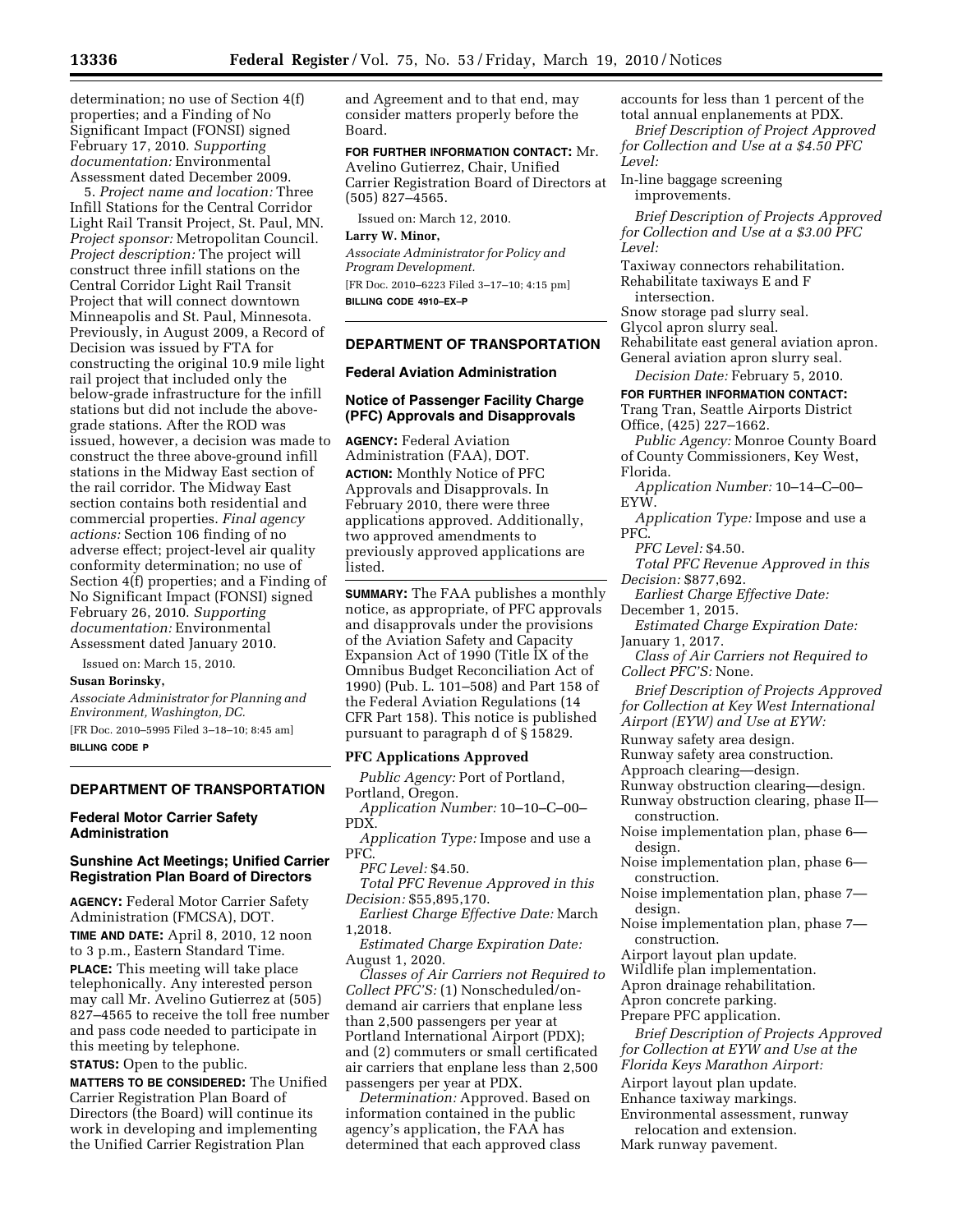determination; no use of Section 4(f) properties; and a Finding of No Significant Impact (FONSI) signed February 17, 2010. *Supporting documentation:* Environmental Assessment dated December 2009.

5. *Project name and location:* Three Infill Stations for the Central Corridor Light Rail Transit Project, St. Paul, MN. *Project sponsor:* Metropolitan Council. *Project description:* The project will construct three infill stations on the Central Corridor Light Rail Transit Project that will connect downtown Minneapolis and St. Paul, Minnesota. Previously, in August 2009, a Record of Decision was issued by FTA for constructing the original 10.9 mile light rail project that included only the below-grade infrastructure for the infill stations but did not include the above-grade stations. After the ROD was issued, however, a decision was made to construct the three above-ground infill stations in the Midway East section of the rail corridor. The Midway East section contains both residential and commercial properties. *Final agency actions:* Section 106 finding of no adverse effect; project-level air quality conformity determination; no use of Section 4(f) properties; and a Finding of No Significant Impact (FONSI) signed February 26, 2010. *Supporting documentation:* Environmental Assessment dated January 2010.

Issued on: March 15, 2010.

**Susan Borinsky,**

*Associate Administrator for Planning and Environment, Washington, DC.*

[FR Doc. 2010–5995 Filed 3–18–10; 8:45 am]

**BILLING CODE P**

## DEPARTMENT OF TRANSPORTATION

### Federal Motor Carrier Safety Administration

### Sunshine Act Meetings; Unified Carrier Registration Plan Board of Directors

**AGENCY:** Federal Motor Carrier Safety Administration (FMCSA), DOT.

**TIME AND DATE:** April 8, 2010, 12 noon to 3 p.m., Eastern Standard Time.

**PLACE:** This meeting will take place telephonically. Any interested person may call Mr. Avelino Gutierrez at (505) 827–4565 to receive the toll free number and pass code needed to participate in this meeting by telephone.

**STATUS:** Open to the public.

**MATTERS TO BE CONSIDERED:** The Unified Carrier Registration Plan Board of Directors (the Board) will continue its work in developing and implementing the Unified Carrier Registration Plan and Agreement and to that end, may consider matters properly before the Board.

**FOR FURTHER INFORMATION CONTACT:** Mr. Avelino Gutierrez, Chair, Unified Carrier Registration Board of Directors at (505) 827–4565.

Issued on: March 12, 2010.

**Larry W. Minor,**

*Associate Administrator for Policy and Program Development.*

[FR Doc. 2010–6223 Filed 3–17–10; 4:15 pm]

**BILLING CODE 4910–EX–P**

## DEPARTMENT OF TRANSPORTATION

### Federal Aviation Administration

### Notice of Passenger Facility Charge (PFC) Approvals and Disapprovals

**AGENCY:** Federal Aviation Administration (FAA), DOT.

**ACTION:** Monthly Notice of PFC Approvals and Disapprovals. In February 2010, there were three applications approved. Additionally, two approved amendments to previously approved applications are listed.

**SUMMARY:** The FAA publishes a monthly notice, as appropriate, of PFC approvals and disapprovals under the provisions of the Aviation Safety and Capacity Expansion Act of 1990 (Title IX of the Omnibus Budget Reconciliation Act of 1990) (Pub. L. 101–508) and Part 158 of the Federal Aviation Regulations (14 CFR Part 158). This notice is published pursuant to paragraph d of § 15829.

**PFC Applications Approved**

*Public Agency:* Port of Portland, Portland, Oregon.

*Application Number:* 10–10–C–00–PDX.

*Application Type:* Impose and use a PFC.

*PFC Level:* $4.50.

*Total PFC Revenue Approved in this Decision:* $55,895,170.

*Earliest Charge Effective Date:* March 1,2018.

*Estimated Charge Expiration Date:* August 1, 2020.

*Classes of Air Carriers not Required to Collect PFC'S:* (1) Nonscheduled/on-demand air carriers that enplane less than 2,500 passengers per year at Portland International Airport (PDX); and (2) commuters or small certificated air carriers that enplane less than 2,500 passengers per year at PDX.

*Determination:* Approved. Based on information contained in the public agency's application, the FAA has determined that each approved class accounts for less than 1 percent of the total annual enplanements at PDX.

*Brief Description of Project Approved for Collection and Use at a $4.50 PFC Level:*

In-line baggage screening improvements.

*Brief Description of Projects Approved for Collection and Use at a $3.00 PFC Level:*

Taxiway connectors rehabilitation.
Rehabilitate taxiways E and F intersection.
Snow storage pad slurry seal.
Glycol apron slurry seal.
Rehabilitate east general aviation apron.
General aviation apron slurry seal.

*Decision Date:* February 5, 2010.

**FOR FURTHER INFORMATION CONTACT:** Trang Tran, Seattle Airports District Office, (425) 227–1662.

*Public Agency:* Monroe County Board of County Commissioners, Key West, Florida.

*Application Number:* 10–14–C–00–EYW.

*Application Type:* Impose and use a PFC.

*PFC Level:* $4.50.

*Total PFC Revenue Approved in this Decision:* $877,692.

*Earliest Charge Effective Date:* December 1, 2015.

*Estimated Charge Expiration Date:* January 1, 2017.

*Class of Air Carriers not Required to Collect PFC'S:* None.

*Brief Description of Projects Approved for Collection at Key West International Airport (EYW) and Use at EYW:*

Runway safety area design.
Runway safety area construction.
Approach clearing—design.
Runway obstruction clearing—design.
Runway obstruction clearing, phase II—construction.
Noise implementation plan, phase 6—design.
Noise implementation plan, phase 6—construction.
Noise implementation plan, phase 7—design.
Noise implementation plan, phase 7—construction.
Airport layout plan update.
Wildlife plan implementation.
Apron drainage rehabilitation.
Apron concrete parking.
Prepare PFC application.

*Brief Description of Projects Approved for Collection at EYW and Use at the Florida Keys Marathon Airport:*

Airport layout plan update.
Enhance taxiway markings.
Environmental assessment, runway relocation and extension.
Mark runway pavement.